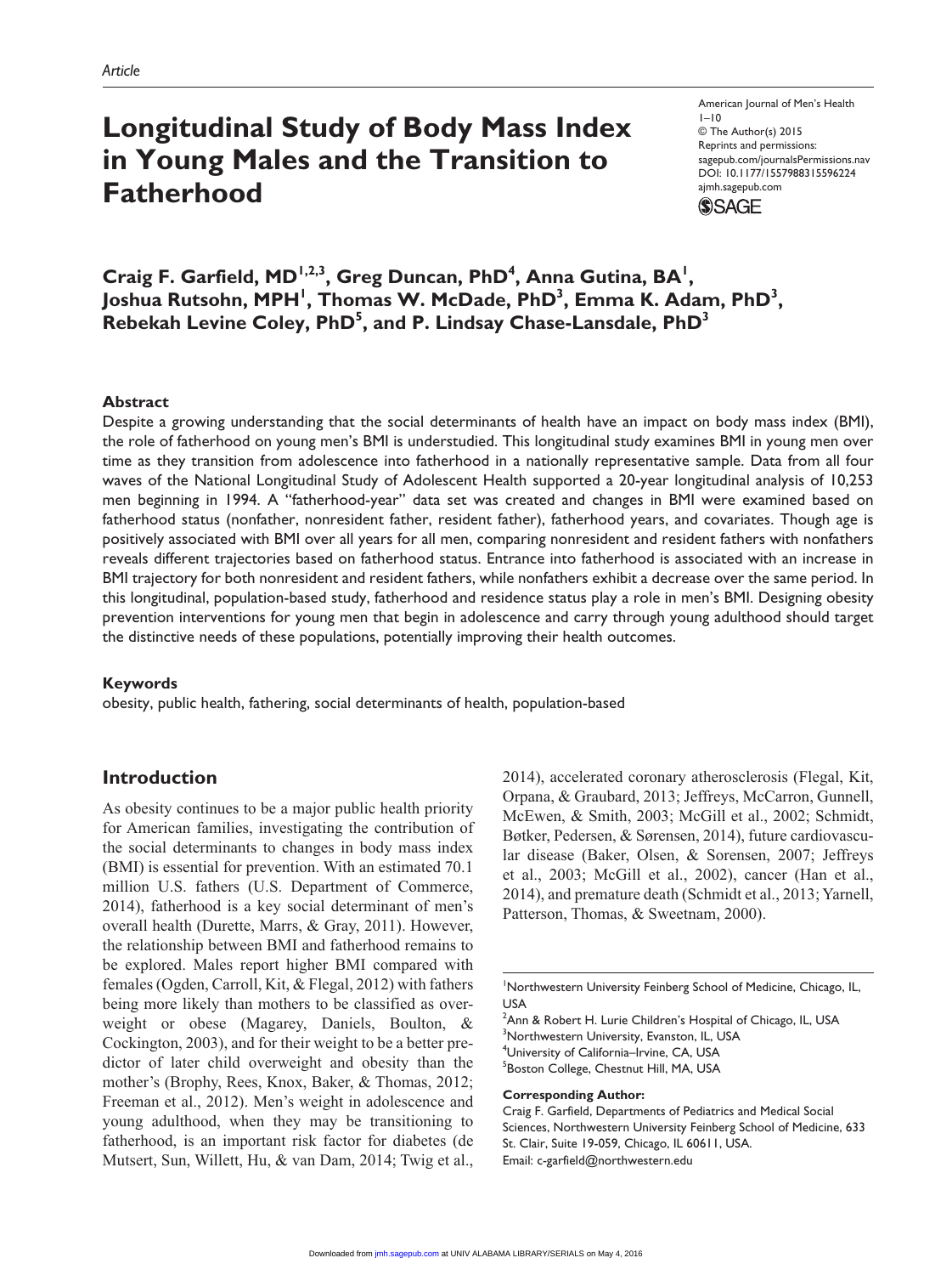Article

# Longitudinal Study of Body Mass Index in Young Males and the Transition to Fatherhood

American Journal of Men's Health
1–10
© The Author(s) 2015
Reprints and permissions: sagepub.com/journalsPermissions.nav
DOI: 10.1177/1557988315596224
ajmh.sagepub.com

**Craig F. Garfield, MD[1,2,3], Greg Duncan, PhD[4], Anna Gutina, BA[1], Joshua Rutsohn, MPH[1], Thomas W. McDade, PhD[3], Emma K. Adam, PhD[3], Rebekah Levine Coley, PhD[5], and P. Lindsay Chase-Lansdale, PhD[3]**

## Abstract

Despite a growing understanding that the social determinants of health have an impact on body mass index (BMI), the role of fatherhood on young men's BMI is understudied. This longitudinal study examines BMI in young men over time as they transition from adolescence into fatherhood in a nationally representative sample. Data from all four waves of the National Longitudinal Study of Adolescent Health supported a 20-year longitudinal analysis of 10,253 men beginning in 1994. A "fatherhood-year" data set was created and changes in BMI were examined based on fatherhood status (nonfather, nonresident father, resident father), fatherhood years, and covariates. Though age is positively associated with BMI over all years for all men, comparing nonresident and resident fathers with nonfathers reveals different trajectories based on fatherhood status. Entrance into fatherhood is associated with an increase in BMI trajectory for both nonresident and resident fathers, while nonfathers exhibit a decrease over the same period. In this longitudinal, population-based study, fatherhood and residence status play a role in men's BMI. Designing obesity prevention interventions for young men that begin in adolescence and carry through young adulthood should target the distinctive needs of these populations, potentially improving their health outcomes.

## Keywords

obesity, public health, fathering, social determinants of health, population-based

## Introduction

As obesity continues to be a major public health priority for American families, investigating the contribution of the social determinants to changes in body mass index (BMI) is essential for prevention. With an estimated 70.1 million U.S. fathers (U.S. Department of Commerce, 2014), fatherhood is a key social determinant of men's overall health (Durette, Marrs, & Gray, 2011). However, the relationship between BMI and fatherhood remains to be explored. Males report higher BMI compared with females (Ogden, Carroll, Kit, & Flegal, 2012) with fathers being more likely than mothers to be classified as overweight or obese (Magarey, Daniels, Boulton, & Cockington, 2003), and for their weight to be a better predictor of later child overweight and obesity than the mother's (Brophy, Rees, Knox, Baker, & Thomas, 2012; Freeman et al., 2012). Men's weight in adolescence and young adulthood, when they may be transitioning to fatherhood, is an important risk factor for diabetes (de Mutsert, Sun, Willett, Hu, & van Dam, 2014; Twig et al., 2014), accelerated coronary atherosclerosis (Flegal, Kit, Orpana, & Graubard, 2013; Jeffreys, McCarron, Gunnell, McEwen, & Smith, 2003; McGill et al., 2002; Schmidt, Bøtker, Pedersen, & Sørensen, 2014), future cardiovascular disease (Baker, Olsen, & Sorensen, 2007; Jeffreys et al., 2003; McGill et al., 2002), cancer (Han et al., 2014), and premature death (Schmidt et al., 2013; Yarnell, Patterson, Thomas, & Sweetnam, 2000).

[1]Northwestern University Feinberg School of Medicine, Chicago, IL, USA
[2]Ann & Robert H. Lurie Children's Hospital of Chicago, IL, USA
[3]Northwestern University, Evanston, IL, USA
[4]University of California–Irvine, CA, USA
[5]Boston College, Chestnut Hill, MA, USA

**Corresponding Author:**
Craig F. Garfield, Departments of Pediatrics and Medical Social Sciences, Northwestern University Feinberg School of Medicine, 633 St. Clair, Suite 19-059, Chicago, IL 60611, USA.
Email: c-garfield@northwestern.edu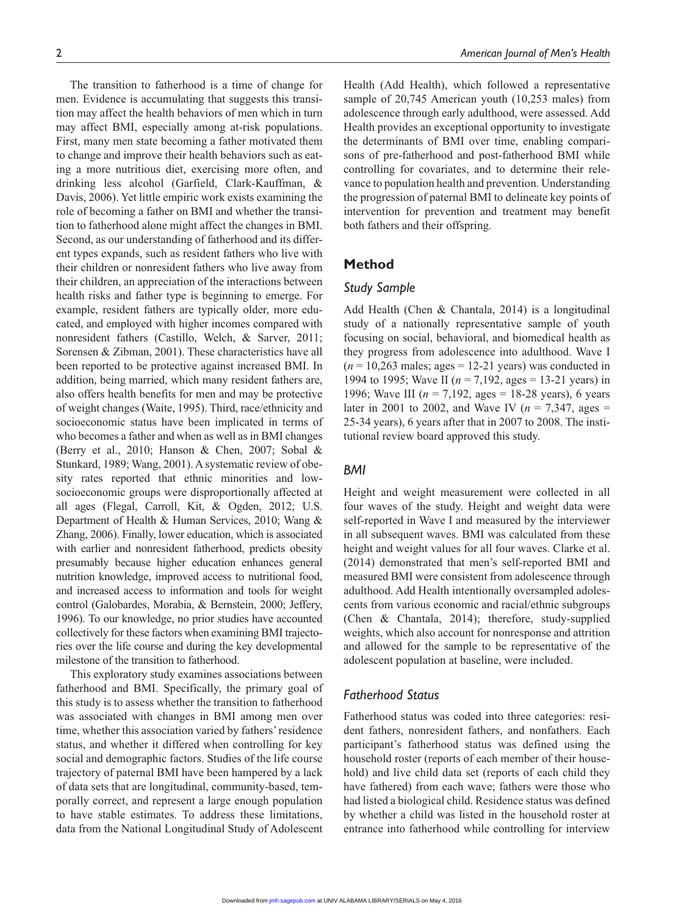The transition to fatherhood is a time of change for men. Evidence is accumulating that suggests this transition may affect the health behaviors of men which in turn may affect BMI, especially among at-risk populations. First, many men state becoming a father motivated them to change and improve their health behaviors such as eating a more nutritious diet, exercising more often, and drinking less alcohol (Garfield, Clark-Kauffman, & Davis, 2006). Yet little empiric work exists examining the role of becoming a father on BMI and whether the transition to fatherhood alone might affect the changes in BMI. Second, as our understanding of fatherhood and its different types expands, such as resident fathers who live with their children or nonresident fathers who live away from their children, an appreciation of the interactions between health risks and father type is beginning to emerge. For example, resident fathers are typically older, more educated, and employed with higher incomes compared with nonresident fathers (Castillo, Welch, & Sarver, 2011; Sorensen & Zibman, 2001). These characteristics have all been reported to be protective against increased BMI. In addition, being married, which many resident fathers are, also offers health benefits for men and may be protective of weight changes (Waite, 1995). Third, race/ethnicity and socioeconomic status have been implicated in terms of who becomes a father and when as well as in BMI changes (Berry et al., 2010; Hanson & Chen, 2007; Sobal & Stunkard, 1989; Wang, 2001). A systematic review of obesity rates reported that ethnic minorities and low-socioeconomic groups were disproportionally affected at all ages (Flegal, Carroll, Kit, & Ogden, 2012; U.S. Department of Health & Human Services, 2010; Wang & Zhang, 2006). Finally, lower education, which is associated with earlier and nonresident fatherhood, predicts obesity presumably because higher education enhances general nutrition knowledge, improved access to nutritional food, and increased access to information and tools for weight control (Galobardes, Morabia, & Bernstein, 2000; Jeffery, 1996). To our knowledge, no prior studies have accounted collectively for these factors when examining BMI trajectories over the life course and during the key developmental milestone of the transition to fatherhood.

This exploratory study examines associations between fatherhood and BMI. Specifically, the primary goal of this study is to assess whether the transition to fatherhood was associated with changes in BMI among men over time, whether this association varied by fathers' residence status, and whether it differed when controlling for key social and demographic factors. Studies of the life course trajectory of paternal BMI have been hampered by a lack of data sets that are longitudinal, community-based, temporally correct, and represent a large enough population to have stable estimates. To address these limitations, data from the National Longitudinal Study of Adolescent Health (Add Health), which followed a representative sample of 20,745 American youth (10,253 males) from adolescence through early adulthood, were assessed. Add Health provides an exceptional opportunity to investigate the determinants of BMI over time, enabling comparisons of pre-fatherhood and post-fatherhood BMI while controlling for covariates, and to determine their relevance to population health and prevention. Understanding the progression of paternal BMI to delineate key points of intervention for prevention and treatment may benefit both fathers and their offspring.

## Method

### Study Sample

Add Health (Chen & Chantala, 2014) is a longitudinal study of a nationally representative sample of youth focusing on social, behavioral, and biomedical health as they progress from adolescence into adulthood. Wave I ($n$ = 10,263 males; ages = 12-21 years) was conducted in 1994 to 1995; Wave II ($n$ = 7,192, ages = 13-21 years) in 1996; Wave III ($n$ = 7,192, ages = 18-28 years), 6 years later in 2001 to 2002, and Wave IV ($n$ = 7,347, ages = 25-34 years), 6 years after that in 2007 to 2008. The institutional review board approved this study.

### BMI

Height and weight measurement were collected in all four waves of the study. Height and weight data were self-reported in Wave I and measured by the interviewer in all subsequent waves. BMI was calculated from these height and weight values for all four waves. Clarke et al. (2014) demonstrated that men's self-reported BMI and measured BMI were consistent from adolescence through adulthood. Add Health intentionally oversampled adolescents from various economic and racial/ethnic subgroups (Chen & Chantala, 2014); therefore, study-supplied weights, which also account for nonresponse and attrition and allowed for the sample to be representative of the adolescent population at baseline, were included.

### Fatherhood Status

Fatherhood status was coded into three categories: resident fathers, nonresident fathers, and nonfathers. Each participant's fatherhood status was defined using the household roster (reports of each member of their household) and live child data set (reports of each child they have fathered) from each wave; fathers were those who had listed a biological child. Residence status was defined by whether a child was listed in the household roster at entrance into fatherhood while controlling for interview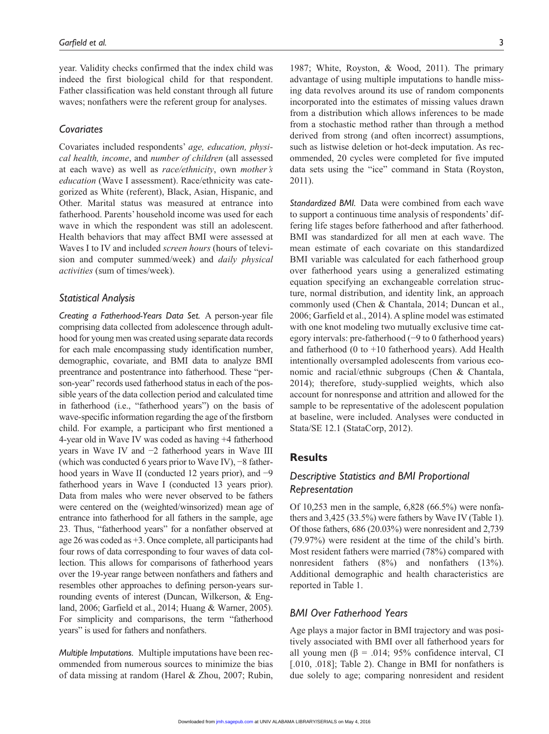year. Validity checks confirmed that the index child was indeed the first biological child for that respondent. Father classification was held constant through all future waves; nonfathers were the referent group for analyses.

### Covariates

Covariates included respondents' *age, education, physical health, income*, and *number of children* (all assessed at each wave) as well as *race/ethnicity*, own *mother's education* (Wave I assessment). Race/ethnicity was categorized as White (referent), Black, Asian, Hispanic, and Other. Marital status was measured at entrance into fatherhood. Parents' household income was used for each wave in which the respondent was still an adolescent. Health behaviors that may affect BMI were assessed at Waves I to IV and included *screen hours* (hours of television and computer summed/week) and *daily physical activities* (sum of times/week).

### Statistical Analysis

*Creating a Fatherhood-Years Data Set.* A person-year file comprising data collected from adolescence through adulthood for young men was created using separate data records for each male encompassing study identification number, demographic, covariate, and BMI data to analyze BMI preentrance and postentrance into fatherhood. These "person-year" records used fatherhood status in each of the possible years of the data collection period and calculated time in fatherhood (i.e., "fatherhood years") on the basis of wave-specific information regarding the age of the firstborn child. For example, a participant who first mentioned a 4-year old in Wave IV was coded as having +4 fatherhood years in Wave IV and −2 fatherhood years in Wave III (which was conducted 6 years prior to Wave IV), −8 fatherhood years in Wave II (conducted 12 years prior), and −9 fatherhood years in Wave I (conducted 13 years prior). Data from males who were never observed to be fathers were centered on the (weighted/winsorized) mean age of entrance into fatherhood for all fathers in the sample, age 23. Thus, "fatherhood years" for a nonfather observed at age 26 was coded as +3. Once complete, all participants had four rows of data corresponding to four waves of data collection. This allows for comparisons of fatherhood years over the 19-year range between nonfathers and fathers and resembles other approaches to defining person-years surrounding events of interest (Duncan, Wilkerson, & England, 2006; Garfield et al., 2014; Huang & Warner, 2005). For simplicity and comparisons, the term "fatherhood years" is used for fathers and nonfathers.

*Multiple Imputations.* Multiple imputations have been recommended from numerous sources to minimize the bias of data missing at random (Harel & Zhou, 2007; Rubin, 1987; White, Royston, & Wood, 2011). The primary advantage of using multiple imputations to handle missing data revolves around its use of random components incorporated into the estimates of missing values drawn from a distribution which allows inferences to be made from a stochastic method rather than through a method derived from strong (and often incorrect) assumptions, such as listwise deletion or hot-deck imputation. As recommended, 20 cycles were completed for five imputed data sets using the "ice" command in Stata (Royston, 2011).

*Standardized BMI.* Data were combined from each wave to support a continuous time analysis of respondents' differing life stages before fatherhood and after fatherhood. BMI was standardized for all men at each wave. The mean estimate of each covariate on this standardized BMI variable was calculated for each fatherhood group over fatherhood years using a generalized estimating equation specifying an exchangeable correlation structure, normal distribution, and identity link, an approach commonly used (Chen & Chantala, 2014; Duncan et al., 2006; Garfield et al., 2014). A spline model was estimated with one knot modeling two mutually exclusive time category intervals: pre-fatherhood (−9 to 0 fatherhood years) and fatherhood (0 to +10 fatherhood years). Add Health intentionally oversampled adolescents from various economic and racial/ethnic subgroups (Chen & Chantala, 2014); therefore, study-supplied weights, which also account for nonresponse and attrition and allowed for the sample to be representative of the adolescent population at baseline, were included. Analyses were conducted in Stata/SE 12.1 (StataCorp, 2012).

## Results

### Descriptive Statistics and BMI Proportional Representation

Of 10,253 men in the sample, 6,828 (66.5%) were nonfathers and 3,425 (33.5%) were fathers by Wave IV (Table 1). Of those fathers, 686 (20.03%) were nonresident and 2,739 (79.97%) were resident at the time of the child's birth. Most resident fathers were married (78%) compared with nonresident fathers (8%) and nonfathers (13%). Additional demographic and health characteristics are reported in Table 1.

### BMI Over Fatherhood Years

Age plays a major factor in BMI trajectory and was positively associated with BMI over all fatherhood years for all young men ($\beta$ = .014; 95% confidence interval, CI [.010, .018]; Table 2). Change in BMI for nonfathers is due solely to age; comparing nonresident and resident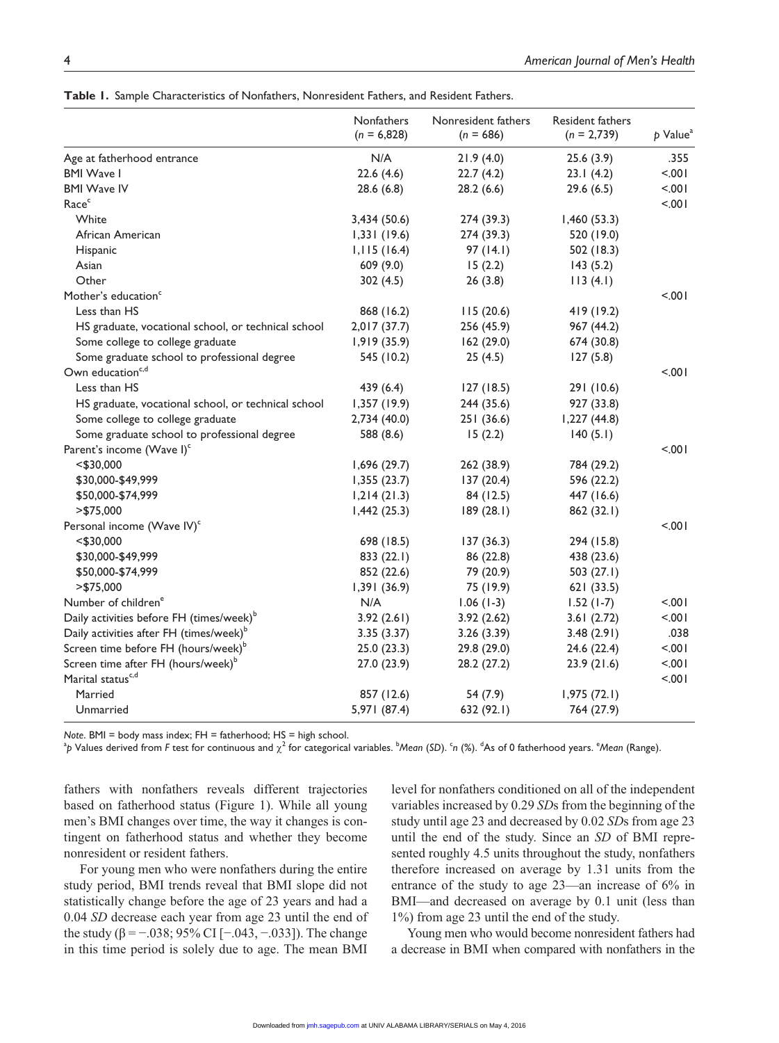**Table 1.** Sample Characteristics of Nonfathers, Nonresident Fathers, and Resident Fathers.

| | Nonfathers ($n$ = 6,828) | Nonresident fathers ($n$ = 686) | Resident fathers ($n$ = 2,739) | $p$ Value[a] |
|---|---|---|---|---|
| Age at fatherhood entrance | N/A | 21.9 (4.0) | 25.6 (3.9) | .355 |
| BMI Wave I | 22.6 (4.6) | 22.7 (4.2) | 23.1 (4.2) | <.001 |
| BMI Wave IV | 28.6 (6.8) | 28.2 (6.6) | 29.6 (6.5) | <.001 |
| Race[c] | | | | <.001 |
| White | 3,434 (50.6) | 274 (39.3) | 1,460 (53.3) | |
| African American | 1,331 (19.6) | 274 (39.3) | 520 (19.0) | |
| Hispanic | 1,115 (16.4) | 97 (14.1) | 502 (18.3) | |
| Asian | 609 (9.0) | 15 (2.2) | 143 (5.2) | |
| Other | 302 (4.5) | 26 (3.8) | 113 (4.1) | |
| Mother's education[c] | | | | <.001 |
| Less than HS | 868 (16.2) | 115 (20.6) | 419 (19.2) | |
| HS graduate, vocational school, or technical school | 2,017 (37.7) | 256 (45.9) | 967 (44.2) | |
| Some college to college graduate | 1,919 (35.9) | 162 (29.0) | 674 (30.8) | |
| Some graduate school to professional degree | 545 (10.2) | 25 (4.5) | 127 (5.8) | |
| Own education[c,d] | | | | <.001 |
| Less than HS | 439 (6.4) | 127 (18.5) | 291 (10.6) | |
| HS graduate, vocational school, or technical school | 1,357 (19.9) | 244 (35.6) | 927 (33.8) | |
| Some college to college graduate | 2,734 (40.0) | 251 (36.6) | 1,227 (44.8) | |
| Some graduate school to professional degree | 588 (8.6) | 15 (2.2) | 140 (5.1) | |
| Parent's income (Wave I)[c] | | | | <.001 |
| <$30,000 | 1,696 (29.7) | 262 (38.9) | 784 (29.2) | |
| $30,000-$49,999 | 1,355 (23.7) | 137 (20.4) | 596 (22.2) | |
| $50,000-$74,999 | 1,214 (21.3) | 84 (12.5) | 447 (16.6) | |
| >$75,000 | 1,442 (25.3) | 189 (28.1) | 862 (32.1) | |
| Personal income (Wave IV)[c] | | | | <.001 |
| <$30,000 | 698 (18.5) | 137 (36.3) | 294 (15.8) | |
| $30,000-$49,999 | 833 (22.1) | 86 (22.8) | 438 (23.6) | |
| $50,000-$74,999 | 852 (22.6) | 79 (20.9) | 503 (27.1) | |
| >$75,000 | 1,391 (36.9) | 75 (19.9) | 621 (33.5) | |
| Number of children[e] | N/A | 1.06 (1-3) | 1.52 (1-7) | <.001 |
| Daily activities before FH (times/week)[b] | 3.92 (2.61) | 3.92 (2.62) | 3.61 (2.72) | <.001 |
| Daily activities after FH (times/week)[b] | 3.35 (3.37) | 3.26 (3.39) | 3.48 (2.91) | .038 |
| Screen time before FH (hours/week)[b] | 25.0 (23.3) | 29.8 (29.0) | 24.6 (22.4) | <.001 |
| Screen time after FH (hours/week)[b] | 27.0 (23.9) | 28.2 (27.2) | 23.9 (21.6) | <.001 |
| Marital status[c,d] | | | | <.001 |
| Married | 857 (12.6) | 54 (7.9) | 1,975 (72.1) | |
| Unmarried | 5,971 (87.4) | 632 (92.1) | 764 (27.9) | |

*Note*. BMI = body mass index; FH = fatherhood; HS = high school.
[a]$p$ Values derived from $F$ test for continuous and $\chi^2$ for categorical variables. [b]*Mean* (*SD*). [c]$n$ (%). [d]As of 0 fatherhood years. [e]*Mean* (Range).

fathers with nonfathers reveals different trajectories based on fatherhood status (Figure 1). While all young men's BMI changes over time, the way it changes is contingent on fatherhood status and whether they become nonresident or resident fathers.

For young men who were nonfathers during the entire study period, BMI trends reveal that BMI slope did not statistically change before the age of 23 years and had a 0.04 *SD* decrease each year from age 23 until the end of the study ($\beta = -.038$; 95% CI [−.043, −.033]). The change in this time period is solely due to age. The mean BMI level for nonfathers conditioned on all of the independent variables increased by 0.29 *SD*s from the beginning of the study until age 23 and decreased by 0.02 *SD*s from age 23 until the end of the study. Since an *SD* of BMI represented roughly 4.5 units throughout the study, nonfathers therefore increased on average by 1.31 units from the entrance of the study to age 23—an increase of 6% in BMI—and decreased on average by 0.1 unit (less than 1%) from age 23 until the end of the study.

Young men who would become nonresident fathers had a decrease in BMI when compared with nonfathers in the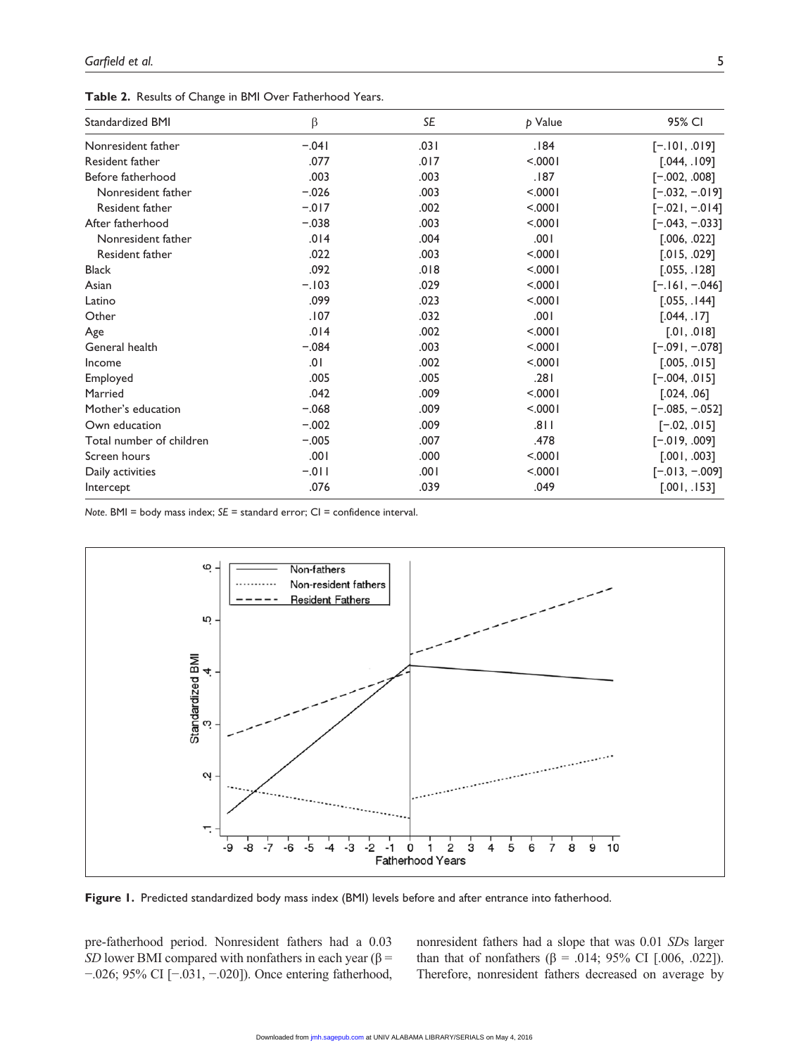**Table 2.** Results of Change in BMI Over Fatherhood Years.

| Standardized BMI | β | *SE* | *p* Value | 95% CI |
|---|---|---|---|---|
| Nonresident father | −.041 | .031 | .184 | [−.101, .019] |
| Resident father | .077 | .017 | <.0001 | [.044, .109] |
| Before fatherhood | .003 | .003 | .187 | [−.002, .008] |
| Nonresident father | −.026 | .003 | <.0001 | [−.032, −.019] |
| Resident father | −.017 | .002 | <.0001 | [−.021, −.014] |
| After fatherhood | −.038 | .003 | <.0001 | [−.043, −.033] |
| Nonresident father | .014 | .004 | .001 | [.006, .022] |
| Resident father | .022 | .003 | <.0001 | [.015, .029] |
| Black | .092 | .018 | <.0001 | [.055, .128] |
| Asian | −.103 | .029 | <.0001 | [−.161, −.046] |
| Latino | .099 | .023 | <.0001 | [.055, .144] |
| Other | .107 | .032 | .001 | [.044, .17] |
| Age | .014 | .002 | <.0001 | [.01, .018] |
| General health | −.084 | .003 | <.0001 | [−.091, −.078] |
| Income | .01 | .002 | <.0001 | [.005, .015] |
| Employed | .005 | .005 | .281 | [−.004, .015] |
| Married | .042 | .009 | <.0001 | [.024, .06] |
| Mother's education | −.068 | .009 | <.0001 | [−.085, −.052] |
| Own education | −.002 | .009 | .811 | [−.02, .015] |
| Total number of children | −.005 | .007 | .478 | [−.019, .009] |
| Screen hours | .001 | .000 | <.0001 | [.001, .003] |
| Daily activities | −.011 | .001 | <.0001 | [−.013, −.009] |
| Intercept | .076 | .039 | .049 | [.001, .153] |

*Note.* BMI = body mass index; *SE* = standard error; CI = confidence interval.

**Figure 1.** Predicted standardized body mass index (BMI) levels before and after entrance into fatherhood.

pre-fatherhood period. Nonresident fathers had a 0.03 *SD* lower BMI compared with nonfathers in each year (β = −.026; 95% CI [−.031, −.020]). Once entering fatherhood, nonresident fathers had a slope that was 0.01 *SD*s larger than that of nonfathers (β = .014; 95% CI [.006, .022]). Therefore, nonresident fathers decreased on average by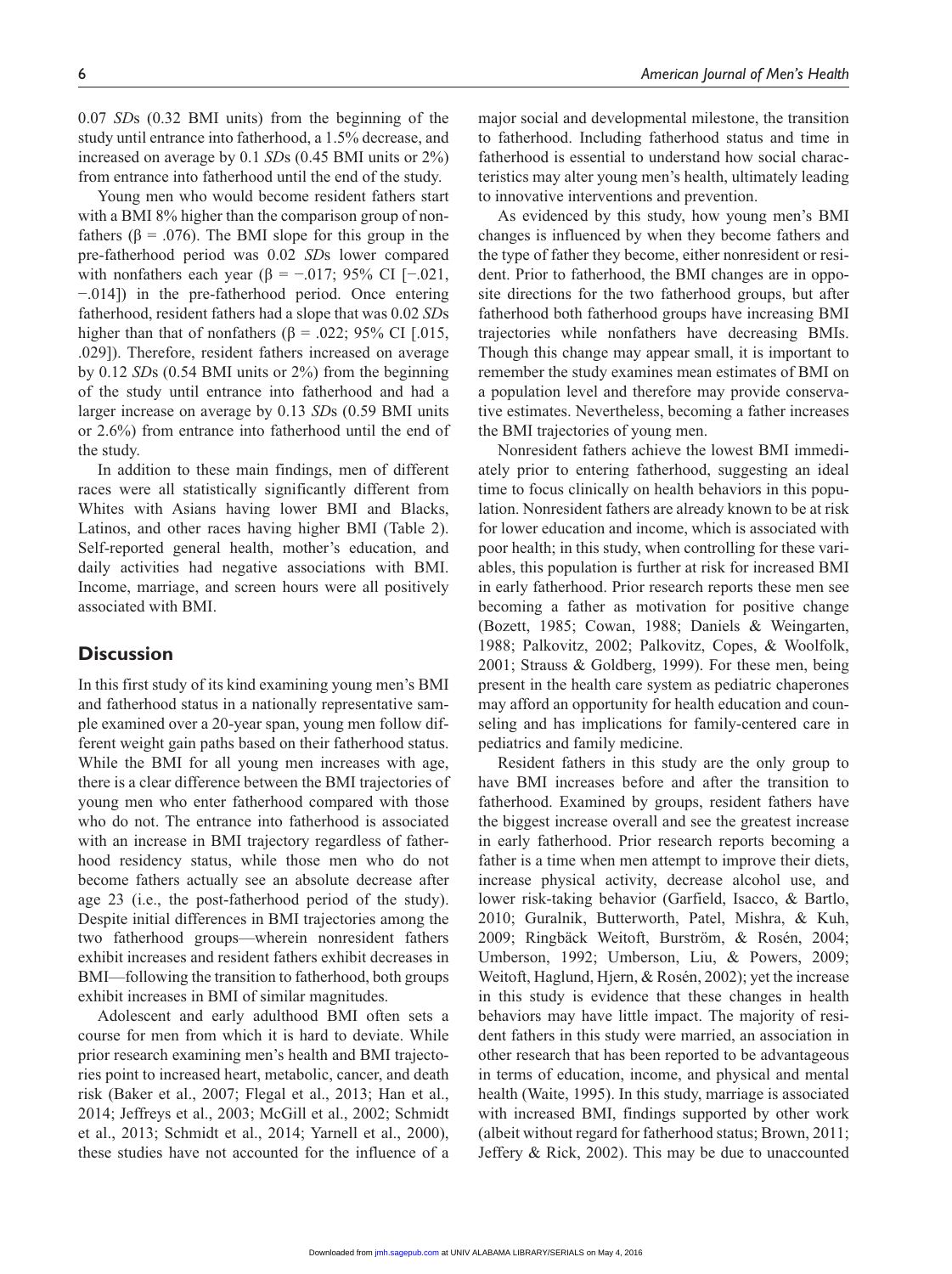0.07 *SD*s (0.32 BMI units) from the beginning of the study until entrance into fatherhood, a 1.5% decrease, and increased on average by 0.1 *SD*s (0.45 BMI units or 2%) from entrance into fatherhood until the end of the study.

Young men who would become resident fathers start with a BMI 8% higher than the comparison group of nonfathers ($\beta = .076$). The BMI slope for this group in the pre-fatherhood period was 0.02 *SD*s lower compared with nonfathers each year ($\beta = -.017$; 95% CI [−.021, −.014]) in the pre-fatherhood period. Once entering fatherhood, resident fathers had a slope that was 0.02 *SD*s higher than that of nonfathers ($\beta = .022$; 95% CI [.015, .029]). Therefore, resident fathers increased on average by 0.12 *SD*s (0.54 BMI units or 2%) from the beginning of the study until entrance into fatherhood and had a larger increase on average by 0.13 *SD*s (0.59 BMI units or 2.6%) from entrance into fatherhood until the end of the study.

In addition to these main findings, men of different races were all statistically significantly different from Whites with Asians having lower BMI and Blacks, Latinos, and other races having higher BMI (Table 2). Self-reported general health, mother's education, and daily activities had negative associations with BMI. Income, marriage, and screen hours were all positively associated with BMI.

## Discussion

In this first study of its kind examining young men's BMI and fatherhood status in a nationally representative sample examined over a 20-year span, young men follow different weight gain paths based on their fatherhood status. While the BMI for all young men increases with age, there is a clear difference between the BMI trajectories of young men who enter fatherhood compared with those who do not. The entrance into fatherhood is associated with an increase in BMI trajectory regardless of fatherhood residency status, while those men who do not become fathers actually see an absolute decrease after age 23 (i.e., the post-fatherhood period of the study). Despite initial differences in BMI trajectories among the two fatherhood groups—wherein nonresident fathers exhibit increases and resident fathers exhibit decreases in BMI—following the transition to fatherhood, both groups exhibit increases in BMI of similar magnitudes.

Adolescent and early adulthood BMI often sets a course for men from which it is hard to deviate. While prior research examining men's health and BMI trajectories point to increased heart, metabolic, cancer, and death risk (Baker et al., 2007; Flegal et al., 2013; Han et al., 2014; Jeffreys et al., 2003; McGill et al., 2002; Schmidt et al., 2013; Schmidt et al., 2014; Yarnell et al., 2000), these studies have not accounted for the influence of a major social and developmental milestone, the transition to fatherhood. Including fatherhood status and time in fatherhood is essential to understand how social characteristics may alter young men's health, ultimately leading to innovative interventions and prevention.

As evidenced by this study, how young men's BMI changes is influenced by when they become fathers and the type of father they become, either nonresident or resident. Prior to fatherhood, the BMI changes are in opposite directions for the two fatherhood groups, but after fatherhood both fatherhood groups have increasing BMI trajectories while nonfathers have decreasing BMIs. Though this change may appear small, it is important to remember the study examines mean estimates of BMI on a population level and therefore may provide conservative estimates. Nevertheless, becoming a father increases the BMI trajectories of young men.

Nonresident fathers achieve the lowest BMI immediately prior to entering fatherhood, suggesting an ideal time to focus clinically on health behaviors in this population. Nonresident fathers are already known to be at risk for lower education and income, which is associated with poor health; in this study, when controlling for these variables, this population is further at risk for increased BMI in early fatherhood. Prior research reports these men see becoming a father as motivation for positive change (Bozett, 1985; Cowan, 1988; Daniels & Weingarten, 1988; Palkovitz, 2002; Palkovitz, Copes, & Woolfolk, 2001; Strauss & Goldberg, 1999). For these men, being present in the health care system as pediatric chaperones may afford an opportunity for health education and counseling and has implications for family-centered care in pediatrics and family medicine.

Resident fathers in this study are the only group to have BMI increases before and after the transition to fatherhood. Examined by groups, resident fathers have the biggest increase overall and see the greatest increase in early fatherhood. Prior research reports becoming a father is a time when men attempt to improve their diets, increase physical activity, decrease alcohol use, and lower risk-taking behavior (Garfield, Isacco, & Bartlo, 2010; Guralnik, Butterworth, Patel, Mishra, & Kuh, 2009; Ringbäck Weitoft, Burström, & Rosén, 2004; Umberson, 1992; Umberson, Liu, & Powers, 2009; Weitoft, Haglund, Hjern, & Rosén, 2002); yet the increase in this study is evidence that these changes in health behaviors may have little impact. The majority of resident fathers in this study were married, an association in other research that has been reported to be advantageous in terms of education, income, and physical and mental health (Waite, 1995). In this study, marriage is associated with increased BMI, findings supported by other work (albeit without regard for fatherhood status; Brown, 2011; Jeffery & Rick, 2002). This may be due to unaccounted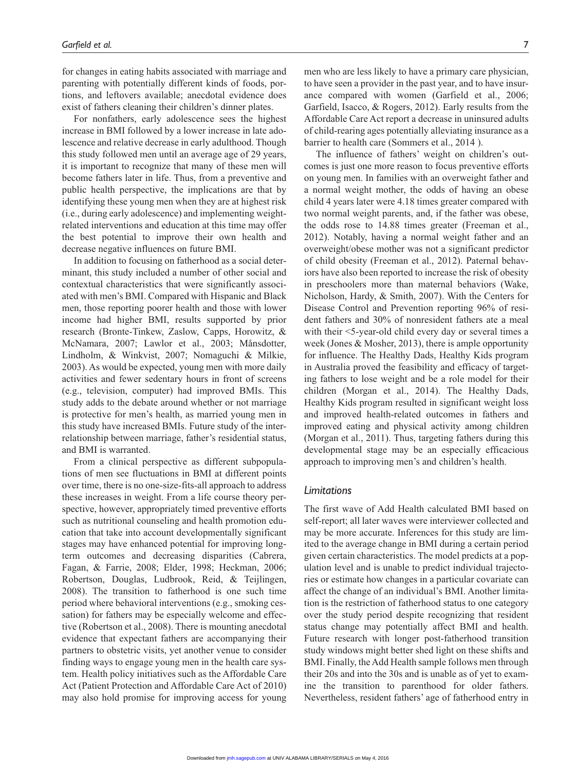for changes in eating habits associated with marriage and parenting with potentially different kinds of foods, portions, and leftovers available; anecdotal evidence does exist of fathers cleaning their children's dinner plates.

For nonfathers, early adolescence sees the highest increase in BMI followed by a lower increase in late adolescence and relative decrease in early adulthood. Though this study followed men until an average age of 29 years, it is important to recognize that many of these men will become fathers later in life. Thus, from a preventive and public health perspective, the implications are that by identifying these young men when they are at highest risk (i.e., during early adolescence) and implementing weight-related interventions and education at this time may offer the best potential to improve their own health and decrease negative influences on future BMI.

In addition to focusing on fatherhood as a social determinant, this study included a number of other social and contextual characteristics that were significantly associated with men's BMI. Compared with Hispanic and Black men, those reporting poorer health and those with lower income had higher BMI, results supported by prior research (Bronte-Tinkew, Zaslow, Capps, Horowitz, & McNamara, 2007; Lawlor et al., 2003; Månsdotter, Lindholm, & Winkvist, 2007; Nomaguchi & Milkie, 2003). As would be expected, young men with more daily activities and fewer sedentary hours in front of screens (e.g., television, computer) had improved BMIs. This study adds to the debate around whether or not marriage is protective for men's health, as married young men in this study have increased BMIs. Future study of the interrelationship between marriage, father's residential status, and BMI is warranted.

From a clinical perspective as different subpopulations of men see fluctuations in BMI at different points over time, there is no one-size-fits-all approach to address these increases in weight. From a life course theory perspective, however, appropriately timed preventive efforts such as nutritional counseling and health promotion education that take into account developmentally significant stages may have enhanced potential for improving long-term outcomes and decreasing disparities (Cabrera, Fagan, & Farrie, 2008; Elder, 1998; Heckman, 2006; Robertson, Douglas, Ludbrook, Reid, & Teijlingen, 2008). The transition to fatherhood is one such time period where behavioral interventions (e.g., smoking cessation) for fathers may be especially welcome and effective (Robertson et al., 2008). There is mounting anecdotal evidence that expectant fathers are accompanying their partners to obstetric visits, yet another venue to consider finding ways to engage young men in the health care system. Health policy initiatives such as the Affordable Care Act (Patient Protection and Affordable Care Act of 2010) may also hold promise for improving access for young men who are less likely to have a primary care physician, to have seen a provider in the past year, and to have insurance compared with women (Garfield et al., 2006; Garfield, Isacco, & Rogers, 2012). Early results from the Affordable Care Act report a decrease in uninsured adults of child-rearing ages potentially alleviating insurance as a barrier to health care (Sommers et al., 2014 ).

The influence of fathers' weight on children's outcomes is just one more reason to focus preventive efforts on young men. In families with an overweight father and a normal weight mother, the odds of having an obese child 4 years later were 4.18 times greater compared with two normal weight parents, and, if the father was obese, the odds rose to 14.88 times greater (Freeman et al., 2012). Notably, having a normal weight father and an overweight/obese mother was not a significant predictor of child obesity (Freeman et al., 2012). Paternal behaviors have also been reported to increase the risk of obesity in preschoolers more than maternal behaviors (Wake, Nicholson, Hardy, & Smith, 2007). With the Centers for Disease Control and Prevention reporting 96% of resident fathers and 30% of nonresident fathers ate a meal with their <5-year-old child every day or several times a week (Jones & Mosher, 2013), there is ample opportunity for influence. The Healthy Dads, Healthy Kids program in Australia proved the feasibility and efficacy of targeting fathers to lose weight and be a role model for their children (Morgan et al., 2014). The Healthy Dads, Healthy Kids program resulted in significant weight loss and improved health-related outcomes in fathers and improved eating and physical activity among children (Morgan et al., 2011). Thus, targeting fathers during this developmental stage may be an especially efficacious approach to improving men's and children's health.

### *Limitations*

The first wave of Add Health calculated BMI based on self-report; all later waves were interviewer collected and may be more accurate. Inferences for this study are limited to the average change in BMI during a certain period given certain characteristics. The model predicts at a population level and is unable to predict individual trajectories or estimate how changes in a particular covariate can affect the change of an individual's BMI. Another limitation is the restriction of fatherhood status to one category over the study period despite recognizing that resident status change may potentially affect BMI and health. Future research with longer post-fatherhood transition study windows might better shed light on these shifts and BMI. Finally, the Add Health sample follows men through their 20s and into the 30s and is unable as of yet to examine the transition to parenthood for older fathers. Nevertheless, resident fathers' age of fatherhood entry in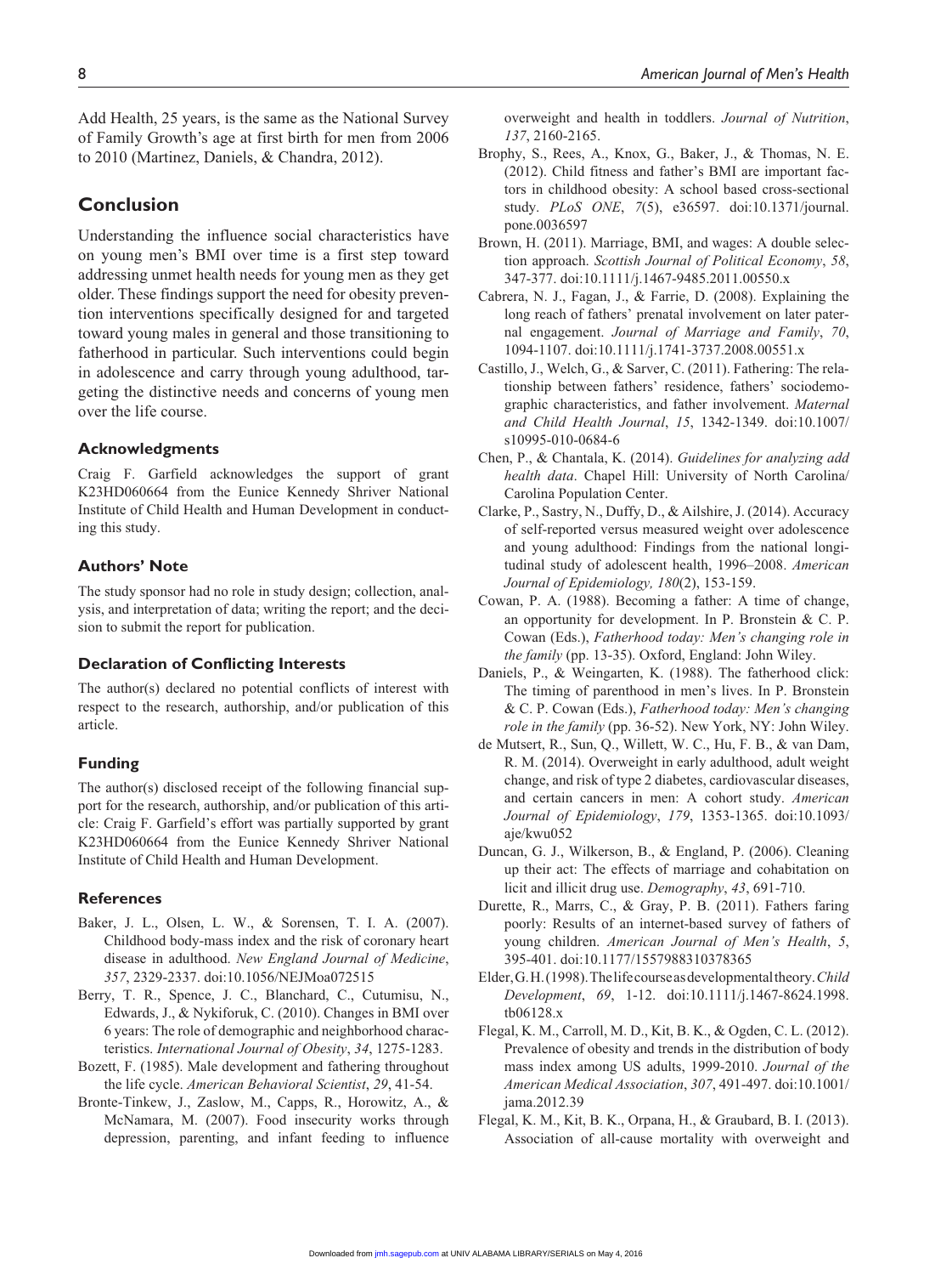Add Health, 25 years, is the same as the National Survey of Family Growth's age at first birth for men from 2006 to 2010 (Martinez, Daniels, & Chandra, 2012).

## Conclusion

Understanding the influence social characteristics have on young men's BMI over time is a first step toward addressing unmet health needs for young men as they get older. These findings support the need for obesity prevention interventions specifically designed for and targeted toward young males in general and those transitioning to fatherhood in particular. Such interventions could begin in adolescence and carry through young adulthood, targeting the distinctive needs and concerns of young men over the life course.

### Acknowledgments

Craig F. Garfield acknowledges the support of grant K23HD060664 from the Eunice Kennedy Shriver National Institute of Child Health and Human Development in conducting this study.

### Authors' Note

The study sponsor had no role in study design; collection, analysis, and interpretation of data; writing the report; and the decision to submit the report for publication.

### Declaration of Conflicting Interests

The author(s) declared no potential conflicts of interest with respect to the research, authorship, and/or publication of this article.

### Funding

The author(s) disclosed receipt of the following financial support for the research, authorship, and/or publication of this article: Craig F. Garfield's effort was partially supported by grant K23HD060664 from the Eunice Kennedy Shriver National Institute of Child Health and Human Development.

### References

Baker, J. L., Olsen, L. W., & Sorensen, T. I. A. (2007). Childhood body-mass index and the risk of coronary heart disease in adulthood. *New England Journal of Medicine*, *357*, 2329-2337. doi:10.1056/NEJMoa072515

Berry, T. R., Spence, J. C., Blanchard, C., Cutumisu, N., Edwards, J., & Nykiforuk, C. (2010). Changes in BMI over 6 years: The role of demographic and neighborhood characteristics. *International Journal of Obesity*, *34*, 1275-1283.

Bozett, F. (1985). Male development and fathering throughout the life cycle. *American Behavioral Scientist*, *29*, 41-54.

Bronte-Tinkew, J., Zaslow, M., Capps, R., Horowitz, A., & McNamara, M. (2007). Food insecurity works through depression, parenting, and infant feeding to influence overweight and health in toddlers. *Journal of Nutrition*, *137*, 2160-2165.

Brophy, S., Rees, A., Knox, G., Baker, J., & Thomas, N. E. (2012). Child fitness and father's BMI are important factors in childhood obesity: A school based cross-sectional study. *PLoS ONE*, *7*(5), e36597. doi:10.1371/journal.pone.0036597

Brown, H. (2011). Marriage, BMI, and wages: A double selection approach. *Scottish Journal of Political Economy*, *58*, 347-377. doi:10.1111/j.1467-9485.2011.00550.x

Cabrera, N. J., Fagan, J., & Farrie, D. (2008). Explaining the long reach of fathers' prenatal involvement on later paternal engagement. *Journal of Marriage and Family*, *70*, 1094-1107. doi:10.1111/j.1741-3737.2008.00551.x

Castillo, J., Welch, G., & Sarver, C. (2011). Fathering: The relationship between fathers' residence, fathers' sociodemographic characteristics, and father involvement. *Maternal and Child Health Journal*, *15*, 1342-1349. doi:10.1007/s10995-010-0684-6

Chen, P., & Chantala, K. (2014). *Guidelines for analyzing add health data*. Chapel Hill: University of North Carolina/Carolina Population Center.

Clarke, P., Sastry, N., Duffy, D., & Ailshire, J. (2014). Accuracy of self-reported versus measured weight over adolescence and young adulthood: Findings from the national longitudinal study of adolescent health, 1996–2008. *American Journal of Epidemiology, 180*(2), 153-159.

Cowan, P. A. (1988). Becoming a father: A time of change, an opportunity for development. In P. Bronstein & C. P. Cowan (Eds.), *Fatherhood today: Men's changing role in the family* (pp. 13-35). Oxford, England: John Wiley.

Daniels, P., & Weingarten, K. (1988). The fatherhood click: The timing of parenthood in men's lives. In P. Bronstein & C. P. Cowan (Eds.), *Fatherhood today: Men's changing role in the family* (pp. 36-52). New York, NY: John Wiley.

de Mutsert, R., Sun, Q., Willett, W. C., Hu, F. B., & van Dam, R. M. (2014). Overweight in early adulthood, adult weight change, and risk of type 2 diabetes, cardiovascular diseases, and certain cancers in men: A cohort study. *American Journal of Epidemiology*, *179*, 1353-1365. doi:10.1093/aje/kwu052

Duncan, G. J., Wilkerson, B., & England, P. (2006). Cleaning up their act: The effects of marriage and cohabitation on licit and illicit drug use. *Demography*, *43*, 691-710.

Durette, R., Marrs, C., & Gray, P. B. (2011). Fathers faring poorly: Results of an internet-based survey of fathers of young children. *American Journal of Men's Health*, *5*, 395-401. doi:10.1177/1557988310378365

Elder, G. H. (1998). The life course as developmental theory. *Child Development*, *69*, 1-12. doi:10.1111/j.1467-8624.1998.tb06128.x

Flegal, K. M., Carroll, M. D., Kit, B. K., & Ogden, C. L. (2012). Prevalence of obesity and trends in the distribution of body mass index among US adults, 1999-2010. *Journal of the American Medical Association*, *307*, 491-497. doi:10.1001/jama.2012.39

Flegal, K. M., Kit, B. K., Orpana, H., & Graubard, B. I. (2013). Association of all-cause mortality with overweight and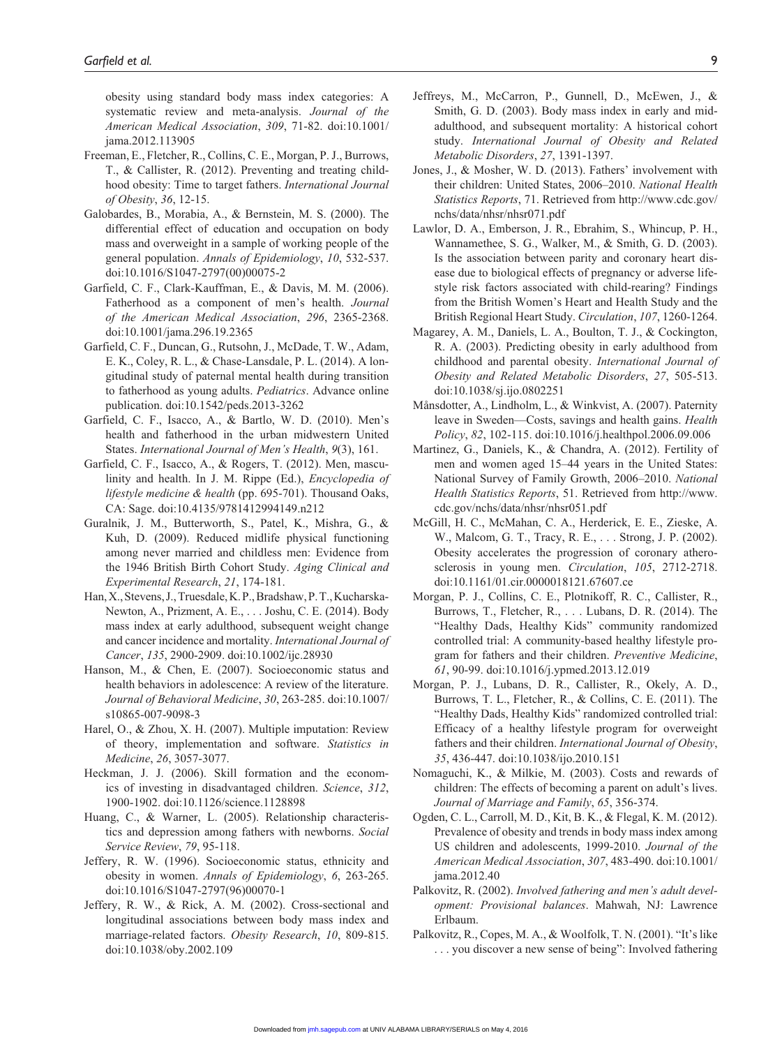obesity using standard body mass index categories: A systematic review and meta-analysis. *Journal of the American Medical Association*, *309*, 71-82. doi:10.1001/jama.2012.113905

Freeman, E., Fletcher, R., Collins, C. E., Morgan, P. J., Burrows, T., & Callister, R. (2012). Preventing and treating childhood obesity: Time to target fathers. *International Journal of Obesity*, *36*, 12-15.

Galobardes, B., Morabia, A., & Bernstein, M. S. (2000). The differential effect of education and occupation on body mass and overweight in a sample of working people of the general population. *Annals of Epidemiology*, *10*, 532-537. doi:10.1016/S1047-2797(00)00075-2

Garfield, C. F., Clark-Kauffman, E., & Davis, M. M. (2006). Fatherhood as a component of men's health. *Journal of the American Medical Association*, *296*, 2365-2368. doi:10.1001/jama.296.19.2365

Garfield, C. F., Duncan, G., Rutsohn, J., McDade, T. W., Adam, E. K., Coley, R. L., & Chase-Lansdale, P. L. (2014). A longitudinal study of paternal mental health during transition to fatherhood as young adults. *Pediatrics*. Advance online publication. doi:10.1542/peds.2013-3262

Garfield, C. F., Isacco, A., & Bartlo, W. D. (2010). Men's health and fatherhood in the urban midwestern United States. *International Journal of Men's Health*, *9*(3), 161.

Garfield, C. F., Isacco, A., & Rogers, T. (2012). Men, masculinity and health. In J. M. Rippe (Ed.), *Encyclopedia of lifestyle medicine & health* (pp. 695-701). Thousand Oaks, CA: Sage. doi:10.4135/9781412994149.n212

Guralnik, J. M., Butterworth, S., Patel, K., Mishra, G., & Kuh, D. (2009). Reduced midlife physical functioning among never married and childless men: Evidence from the 1946 British Birth Cohort Study. *Aging Clinical and Experimental Research*, *21*, 174-181.

Han, X., Stevens, J., Truesdale, K. P., Bradshaw, P. T., Kucharska-Newton, A., Prizment, A. E., . . . Joshu, C. E. (2014). Body mass index at early adulthood, subsequent weight change and cancer incidence and mortality. *International Journal of Cancer*, *135*, 2900-2909. doi:10.1002/ijc.28930

Hanson, M., & Chen, E. (2007). Socioeconomic status and health behaviors in adolescence: A review of the literature. *Journal of Behavioral Medicine*, *30*, 263-285. doi:10.1007/s10865-007-9098-3

Harel, O., & Zhou, X. H. (2007). Multiple imputation: Review of theory, implementation and software. *Statistics in Medicine*, *26*, 3057-3077.

Heckman, J. J. (2006). Skill formation and the economics of investing in disadvantaged children. *Science*, *312*, 1900-1902. doi:10.1126/science.1128898

Huang, C., & Warner, L. (2005). Relationship characteristics and depression among fathers with newborns. *Social Service Review*, *79*, 95-118.

Jeffery, R. W. (1996). Socioeconomic status, ethnicity and obesity in women. *Annals of Epidemiology*, *6*, 263-265. doi:10.1016/S1047-2797(96)00070-1

Jeffery, R. W., & Rick, A. M. (2002). Cross-sectional and longitudinal associations between body mass index and marriage-related factors. *Obesity Research*, *10*, 809-815. doi:10.1038/oby.2002.109

Jeffreys, M., McCarron, P., Gunnell, D., McEwen, J., & Smith, G. D. (2003). Body mass index in early and mid-adulthood, and subsequent mortality: A historical cohort study. *International Journal of Obesity and Related Metabolic Disorders*, *27*, 1391-1397.

Jones, J., & Mosher, W. D. (2013). Fathers' involvement with their children: United States, 2006–2010. *National Health Statistics Reports*, 71. Retrieved from http://www.cdc.gov/nchs/data/nhsr/nhsr071.pdf

Lawlor, D. A., Emberson, J. R., Ebrahim, S., Whincup, P. H., Wannamethee, S. G., Walker, M., & Smith, G. D. (2003). Is the association between parity and coronary heart disease due to biological effects of pregnancy or adverse lifestyle risk factors associated with child-rearing? Findings from the British Women's Heart and Health Study and the British Regional Heart Study. *Circulation*, *107*, 1260-1264.

Magarey, A. M., Daniels, L. A., Boulton, T. J., & Cockington, R. A. (2003). Predicting obesity in early adulthood from childhood and parental obesity. *International Journal of Obesity and Related Metabolic Disorders*, *27*, 505-513. doi:10.1038/sj.ijo.0802251

Månsdotter, A., Lindholm, L., & Winkvist, A. (2007). Paternity leave in Sweden—Costs, savings and health gains. *Health Policy*, *82*, 102-115. doi:10.1016/j.healthpol.2006.09.006

Martinez, G., Daniels, K., & Chandra, A. (2012). Fertility of men and women aged 15–44 years in the United States: National Survey of Family Growth, 2006–2010. *National Health Statistics Reports*, 51. Retrieved from http://www.cdc.gov/nchs/data/nhsr/nhsr051.pdf

McGill, H. C., McMahan, C. A., Herderick, E. E., Zieske, A. W., Malcom, G. T., Tracy, R. E., . . . Strong, J. P. (2002). Obesity accelerates the progression of coronary atherosclerosis in young men. *Circulation*, *105*, 2712-2718. doi:10.1161/01.cir.0000018121.67607.ce

Morgan, P. J., Collins, C. E., Plotnikoff, R. C., Callister, R., Burrows, T., Fletcher, R., . . . Lubans, D. R. (2014). The "Healthy Dads, Healthy Kids" community randomized controlled trial: A community-based healthy lifestyle program for fathers and their children. *Preventive Medicine*, *61*, 90-99. doi:10.1016/j.ypmed.2013.12.019

Morgan, P. J., Lubans, D. R., Callister, R., Okely, A. D., Burrows, T. L., Fletcher, R., & Collins, C. E. (2011). The "Healthy Dads, Healthy Kids" randomized controlled trial: Efficacy of a healthy lifestyle program for overweight fathers and their children. *International Journal of Obesity*, *35*, 436-447. doi:10.1038/ijo.2010.151

Nomaguchi, K., & Milkie, M. (2003). Costs and rewards of children: The effects of becoming a parent on adult's lives. *Journal of Marriage and Family*, *65*, 356-374.

Ogden, C. L., Carroll, M. D., Kit, B. K., & Flegal, K. M. (2012). Prevalence of obesity and trends in body mass index among US children and adolescents, 1999-2010. *Journal of the American Medical Association*, *307*, 483-490. doi:10.1001/jama.2012.40

Palkovitz, R. (2002). *Involved fathering and men's adult development: Provisional balances*. Mahwah, NJ: Lawrence Erlbaum.

Palkovitz, R., Copes, M. A., & Woolfolk, T. N. (2001). "It's like . . . you discover a new sense of being": Involved fathering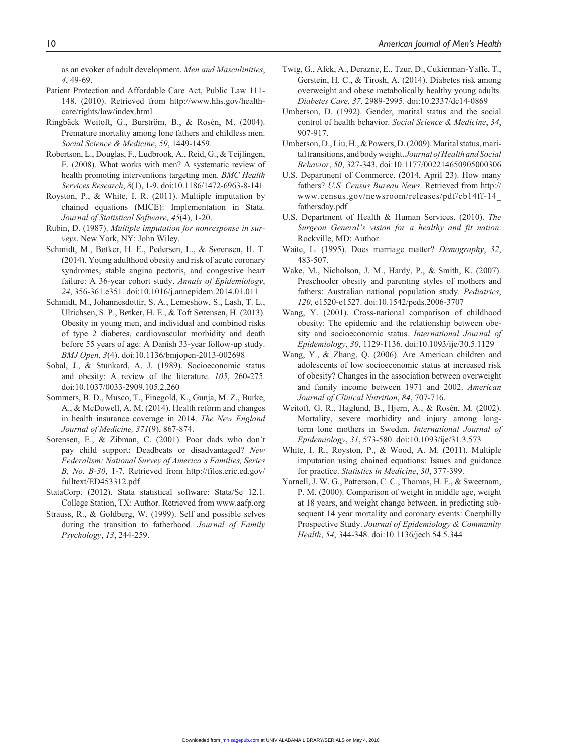as an evoker of adult development. *Men and Masculinities*, *4*, 49-69.

Patient Protection and Affordable Care Act, Public Law 111-148. (2010). Retrieved from http://www.hhs.gov/healthcare/rights/law/index.html

Ringbäck Weitoft, G., Burström, B., & Rosén, M. (2004). Premature mortality among lone fathers and childless men. *Social Science & Medicine*, *59*, 1449-1459.

Robertson, L., Douglas, F., Ludbrook, A., Reid, G., & Teijlingen, E. (2008). What works with men? A systematic review of health promoting interventions targeting men. *BMC Health Services Research*, *8*(1), 1-9. doi:10.1186/1472-6963-8-141.

Royston, P., & White, I. R. (2011). Multiple imputation by chained equations (MICE): Implementation in Stata. *Journal of Statistical Software, 45*(4), 1-20.

Rubin, D. (1987). *Multiple imputation for nonresponse in surveys*. New York, NY: John Wiley.

Schmidt, M., Bøtker, H. E., Pedersen, L., & Sørensen, H. T. (2014). Young adulthood obesity and risk of acute coronary syndromes, stable angina pectoris, and congestive heart failure: A 36-year cohort study. *Annals of Epidemiology*, *24*, 356-361.e351. doi:10.1016/j.annepidem.2014.01.011

Schmidt, M., Johannesdottir, S. A., Lemeshow, S., Lash, T. L., Ulrichsen, S. P., Bøtker, H. E., & Toft Sørensen, H. (2013). Obesity in young men, and individual and combined risks of type 2 diabetes, cardiovascular morbidity and death before 55 years of age: A Danish 33-year follow-up study. *BMJ Open*, *3*(4). doi:10.1136/bmjopen-2013-002698

Sobal, J., & Stunkard, A. J. (1989). Socioeconomic status and obesity: A review of the literature. *105*, 260-275. doi:10.1037/0033-2909.105.2.260

Sommers, B. D., Musco, T., Finegold, K., Gunja, M. Z., Burke, A., & McDowell, A. M. (2014). Health reform and changes in health insurance coverage in 2014. *The New England Journal of Medicine, 371*(9), 867-874.

Sorensen, E., & Zibman, C. (2001). Poor dads who don't pay child support: Deadbeats or disadvantaged? *New Federalism: National Survey of America's Families, Series B, No. B-30*, 1-7. Retrieved from http://files.eric.ed.gov/fulltext/ED453312.pdf

StataCorp. (2012). Stata statistical software: Stata/Se 12.1. College Station, TX: Author. Retrieved from www.aafp.org

Strauss, R., & Goldberg, W. (1999). Self and possible selves during the transition to fatherhood. *Journal of Family Psychology*, *13*, 244-259.

Twig, G., Afek, A., Derazne, E., Tzur, D., Cukierman-Yaffe, T., Gerstein, H. C., & Tirosh, A. (2014). Diabetes risk among overweight and obese metabolically healthy young adults. *Diabetes Care*, *37*, 2989-2995. doi:10.2337/dc14-0869

Umberson, D. (1992). Gender, marital status and the social control of health behavior. *Social Science & Medicine*, *34*, 907-917.

Umberson, D., Liu, H., & Powers, D. (2009). Marital status, marital transitions, and body weight. *Journal of Health and Social Behavior*, *50*, 327-343. doi:10.1177/002214650905000306

U.S. Department of Commerce. (2014, April 23). How many fathers? *U.S. Census Bureau News*. Retrieved from http://www.census.gov/newsroom/releases/pdf/cb14ff-14_fathersday.pdf

U.S. Department of Health & Human Services. (2010). *The Surgeon General's vision for a healthy and fit nation*. Rockville, MD: Author.

Waite, L. (1995). Does marriage matter? *Demography*, *32*, 483-507.

Wake, M., Nicholson, J. M., Hardy, P., & Smith, K. (2007). Preschooler obesity and parenting styles of mothers and fathers: Australian national population study. *Pediatrics*, *120*, e1520-e1527. doi:10.1542/peds.2006-3707

Wang, Y. (2001). Cross-national comparison of childhood obesity: The epidemic and the relationship between obesity and socioeconomic status. *International Journal of Epidemiology*, *30*, 1129-1136. doi:10.1093/ije/30.5.1129

Wang, Y., & Zhang, Q. (2006). Are American children and adolescents of low socioeconomic status at increased risk of obesity? Changes in the association between overweight and family income between 1971 and 2002. *American Journal of Clinical Nutrition*, *84*, 707-716.

Weitoft, G. R., Haglund, B., Hjern, A., & Rosén, M. (2002). Mortality, severe morbidity and injury among long-term lone mothers in Sweden. *International Journal of Epidemiology*, *31*, 573-580. doi:10.1093/ije/31.3.573

White, I. R., Royston, P., & Wood, A. M. (2011). Multiple imputation using chained equations: Issues and guidance for practice. *Statistics in Medicine*, *30*, 377-399.

Yarnell, J. W. G., Patterson, C. C., Thomas, H. F., & Sweetnam, P. M. (2000). Comparison of weight in middle age, weight at 18 years, and weight change between, in predicting subsequent 14 year mortality and coronary events: Caerphilly Prospective Study. *Journal of Epidemiology & Community Health*, *54*, 344-348. doi:10.1136/jech.54.5.344